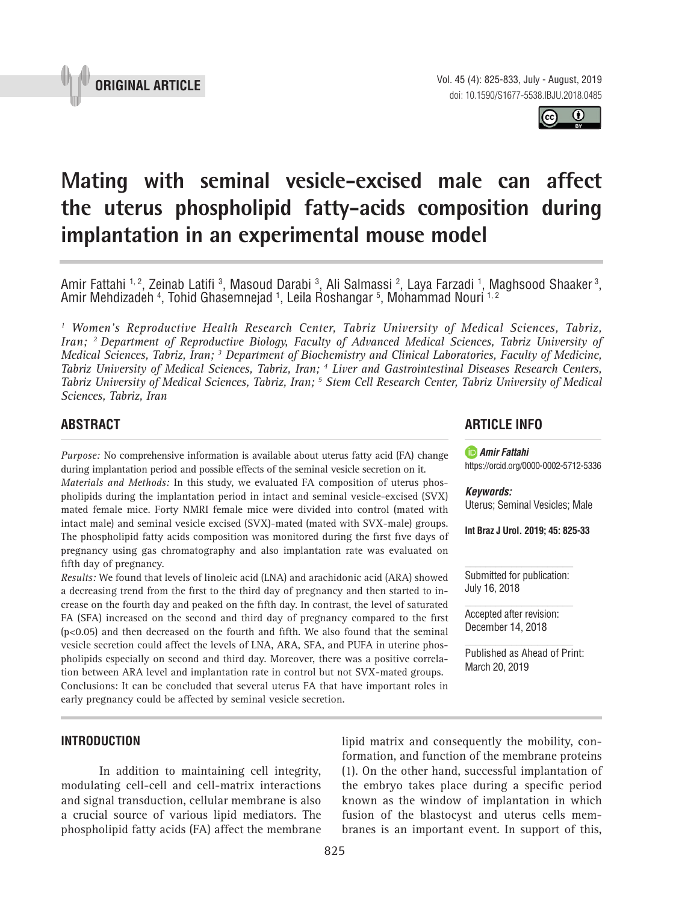ORIGINAL ARTICLE

# Mating with seminal vesicle-excised male can affect the uterus phospholipid fatty-acids composition during implantation in an experimental mouse model

Amir Fattahi [1, 2], Zeinab Latifi [3], Masoud Darabi [3], Ali Salmassi [2], Laya Farzadi [1], Maghsood Shaaker [3], Amir Mehdizadeh [4], Tohid Ghasemnejad [1], Leila Roshangar [5], Mohammad Nouri [1, 2]

*[1] Women's Reproductive Health Research Center, Tabriz University of Medical Sciences, Tabriz, Iran; [2] Department of Reproductive Biology, Faculty of Advanced Medical Sciences, Tabriz University of Medical Sciences, Tabriz, Iran; [3] Department of Biochemistry and Clinical Laboratories, Faculty of Medicine, Tabriz University of Medical Sciences, Tabriz, Iran; [4] Liver and Gastrointestinal Diseases Research Centers, Tabriz University of Medical Sciences, Tabriz, Iran; [5] Stem Cell Research Center, Tabriz University of Medical Sciences, Tabriz, Iran*

## ABSTRACT

*Purpose:* No comprehensive information is available about uterus fatty acid (FA) change during implantation period and possible effects of the seminal vesicle secretion on it.

*Materials and Methods:* In this study, we evaluated FA composition of uterus phospholipids during the implantation period in intact and seminal vesicle-excised (SVX) mated female mice. Forty NMRI female mice were divided into control (mated with intact male) and seminal vesicle excised (SVX)-mated (mated with SVX-male) groups. The phospholipid fatty acids composition was monitored during the first five days of pregnancy using gas chromatography and also implantation rate was evaluated on fifth day of pregnancy.

*Results:* We found that levels of linoleic acid (LNA) and arachidonic acid (ARA) showed a decreasing trend from the first to the third day of pregnancy and then started to increase on the fourth day and peaked on the fifth day. In contrast, the level of saturated FA (SFA) increased on the second and third day of pregnancy compared to the first ($p<0.05$) and then decreased on the fourth and fifth. We also found that the seminal vesicle secretion could affect the levels of LNA, ARA, SFA, and PUFA in uterine phospholipids especially on second and third day. Moreover, there was a positive correlation between ARA level and implantation rate in control but not SVX-mated groups.

Conclusions: It can be concluded that several uterus FA that have important roles in early pregnancy could be affected by seminal vesicle secretion.

## ARTICLE INFO

*Amir Fattahi*
https://orcid.org/0000-0002-5712-5336

***Keywords:***
Uterus; Seminal Vesicles; Male

**Int Braz J Urol. 2019; 45: 825-33**

Submitted for publication:
July 16, 2018

Accepted after revision:
December 14, 2018

Published as Ahead of Print:
March 20, 2019

## INTRODUCTION

In addition to maintaining cell integrity, modulating cell-cell and cell-matrix interactions and signal transduction, cellular membrane is also a crucial source of various lipid mediators. The phospholipid fatty acids (FA) affect the membrane lipid matrix and consequently the mobility, conformation, and function of the membrane proteins (1). On the other hand, successful implantation of the embryo takes place during a specific period known as the window of implantation in which fusion of the blastocyst and uterus cells membranes is an important event. In support of this,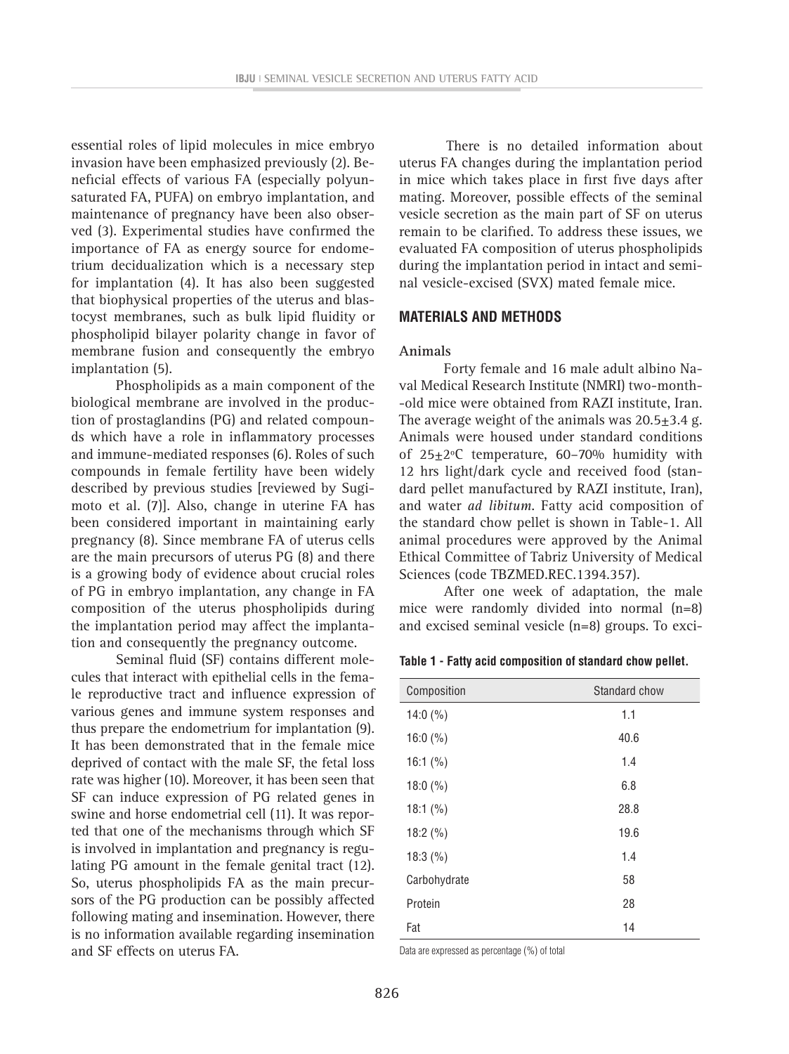essential roles of lipid molecules in mice embryo invasion have been emphasized previously (2). Beneficial effects of various FA (especially polyunsaturated FA, PUFA) on embryo implantation, and maintenance of pregnancy have been also observed (3). Experimental studies have confirmed the importance of FA as energy source for endometrium decidualization which is a necessary step for implantation (4). It has also been suggested that biophysical properties of the uterus and blastocyst membranes, such as bulk lipid fluidity or phospholipid bilayer polarity change in favor of membrane fusion and consequently the embryo implantation (5).

Phospholipids as a main component of the biological membrane are involved in the production of prostaglandins (PG) and related compounds which have a role in inflammatory processes and immune-mediated responses (6). Roles of such compounds in female fertility have been widely described by previous studies [reviewed by Sugimoto et al. (7)]. Also, change in uterine FA has been considered important in maintaining early pregnancy (8). Since membrane FA of uterus cells are the main precursors of uterus PG (8) and there is a growing body of evidence about crucial roles of PG in embryo implantation, any change in FA composition of the uterus phospholipids during the implantation period may affect the implantation and consequently the pregnancy outcome.

Seminal fluid (SF) contains different molecules that interact with epithelial cells in the female reproductive tract and influence expression of various genes and immune system responses and thus prepare the endometrium for implantation (9). It has been demonstrated that in the female mice deprived of contact with the male SF, the fetal loss rate was higher (10). Moreover, it has been seen that SF can induce expression of PG related genes in swine and horse endometrial cell (11). It was reported that one of the mechanisms through which SF is involved in implantation and pregnancy is regulating PG amount in the female genital tract (12). So, uterus phospholipids FA as the main precursors of the PG production can be possibly affected following mating and insemination. However, there is no information available regarding insemination and SF effects on uterus FA.

There is no detailed information about uterus FA changes during the implantation period in mice which takes place in first five days after mating. Moreover, possible effects of the seminal vesicle secretion as the main part of SF on uterus remain to be clarified. To address these issues, we evaluated FA composition of uterus phospholipids during the implantation period in intact and seminal vesicle-excised (SVX) mated female mice.

## MATERIALS AND METHODS

### Animals

Forty female and 16 male adult albino Naval Medical Research Institute (NMRI) two-month-old mice were obtained from RAZI institute, Iran. The average weight of the animals was 20.5±3.4 g. Animals were housed under standard conditions of 25±2°C temperature, 60-70% humidity with 12 hrs light/dark cycle and received food (standard pellet manufactured by RAZI institute, Iran), and water *ad libitum*. Fatty acid composition of the standard chow pellet is shown in Table-1. All animal procedures were approved by the Animal Ethical Committee of Tabriz University of Medical Sciences (code TBZMED.REC.1394.357).

After one week of adaptation, the male mice were randomly divided into normal (n=8) and excised seminal vesicle (n=8) groups. To exci-

**Table 1 - Fatty acid composition of standard chow pellet.**

| Composition | Standard chow |
|---|---|
| 14:0 (%) | 1.1 |
| 16:0 (%) | 40.6 |
| 16:1 (%) | 1.4 |
| 18:0 (%) | 6.8 |
| 18:1 (%) | 28.8 |
| 18:2 (%) | 19.6 |
| 18:3 (%) | 1.4 |
| Carbohydrate | 58 |
| Protein | 28 |
| Fat | 14 |

Data are expressed as percentage (%) of total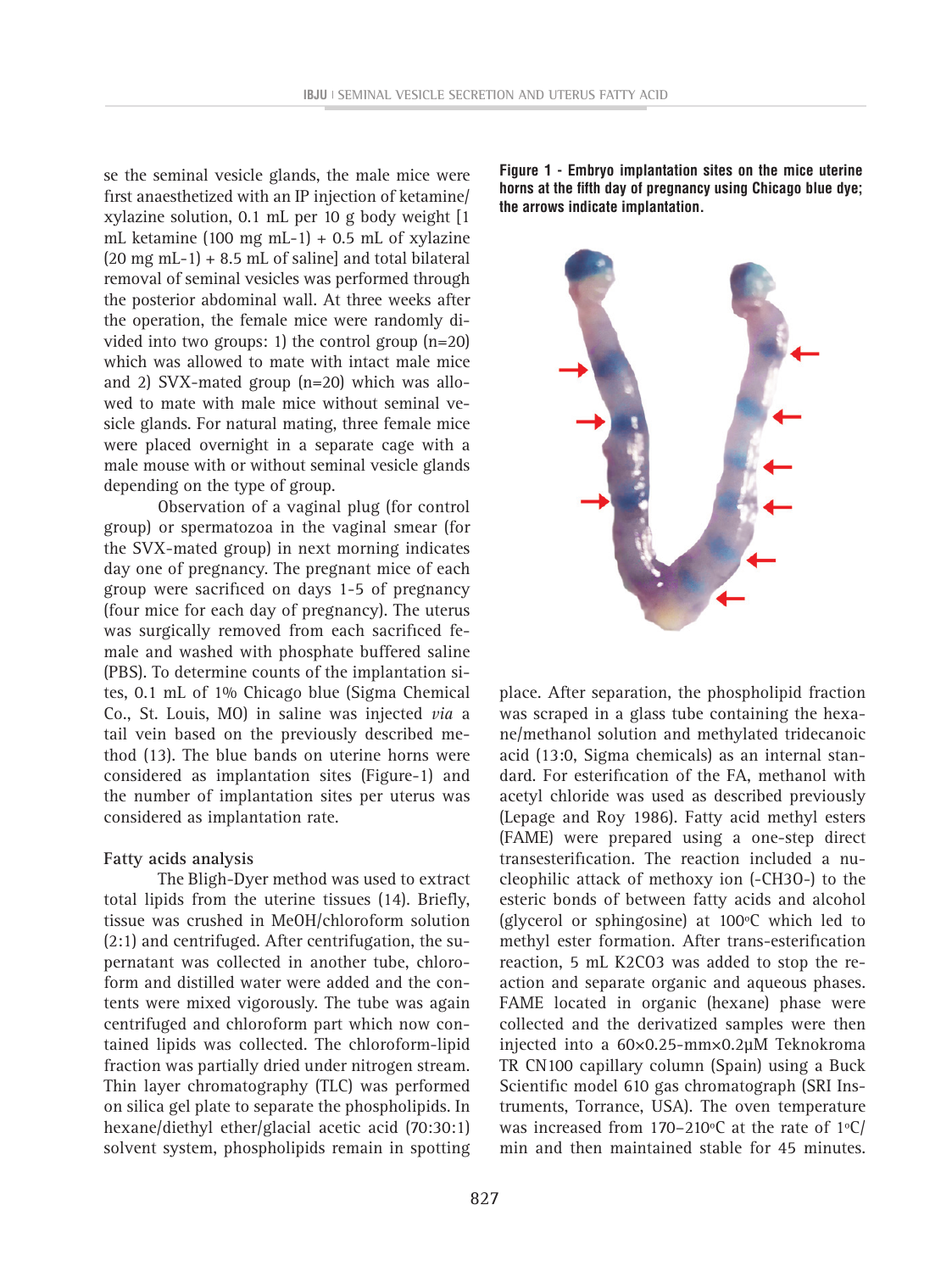se the seminal vesicle glands, the male mice were first anaesthetized with an IP injection of ketamine/xylazine solution, 0.1 mL per 10 g body weight [1 mL ketamine (100 mg mL-1) + 0.5 mL of xylazine (20 mg mL-1) + 8.5 mL of saline] and total bilateral removal of seminal vesicles was performed through the posterior abdominal wall. At three weeks after the operation, the female mice were randomly divided into two groups: 1) the control group (n=20) which was allowed to mate with intact male mice and 2) SVX-mated group (n=20) which was allowed to mate with male mice without seminal vesicle glands. For natural mating, three female mice were placed overnight in a separate cage with a male mouse with or without seminal vesicle glands depending on the type of group.

Observation of a vaginal plug (for control group) or spermatozoa in the vaginal smear (for the SVX-mated group) in next morning indicates day one of pregnancy. The pregnant mice of each group were sacrificed on days 1-5 of pregnancy (four mice for each day of pregnancy). The uterus was surgically removed from each sacrificed female and washed with phosphate buffered saline (PBS). To determine counts of the implantation sites, 0.1 mL of 1% Chicago blue (Sigma Chemical Co., St. Louis, MO) in saline was injected *via* a tail vein based on the previously described method (13). The blue bands on uterine horns were considered as implantation sites (Figure-1) and the number of implantation sites per uterus was considered as implantation rate.

**Figure 1 - Embryo implantation sites on the mice uterine horns at the fifth day of pregnancy using Chicago blue dye; the arrows indicate implantation.**

### Fatty acids analysis

The Bligh-Dyer method was used to extract total lipids from the uterine tissues (14). Briefly, tissue was crushed in MeOH/chloroform solution (2:1) and centrifuged. After centrifugation, the supernatant was collected in another tube, chloroform and distilled water were added and the contents were mixed vigorously. The tube was again centrifuged and chloroform part which now contained lipids was collected. The chloroform-lipid fraction was partially dried under nitrogen stream. Thin layer chromatography (TLC) was performed on silica gel plate to separate the phospholipids. In hexane/diethyl ether/glacial acetic acid (70:30:1) solvent system, phospholipids remain in spotting place. After separation, the phospholipid fraction was scraped in a glass tube containing the hexane/methanol solution and methylated tridecanoic acid (13:0, Sigma chemicals) as an internal standard. For esterification of the FA, methanol with acetyl chloride was used as described previously (Lepage and Roy 1986). Fatty acid methyl esters (FAME) were prepared using a one-step direct transesterification. The reaction included a nucleophilic attack of methoxy ion ($-CH_3O^-$) to the esteric bonds of between fatty acids and alcohol (glycerol or sphingosine) at 100ºC which led to methyl ester formation. After trans-esterification reaction, 5 mL $K_2CO_3$ was added to stop the reaction and separate organic and aqueous phases. FAME located in organic (hexane) phase were collected and the derivatized samples were then injected into a 60×0.25-mm×0.2μM Teknokroma TR CN100 capillary column (Spain) using a Buck Scientific model 610 gas chromatograph (SRI Instruments, Torrance, USA). The oven temperature was increased from 170–210ºC at the rate of 1ºC/min and then maintained stable for 45 minutes.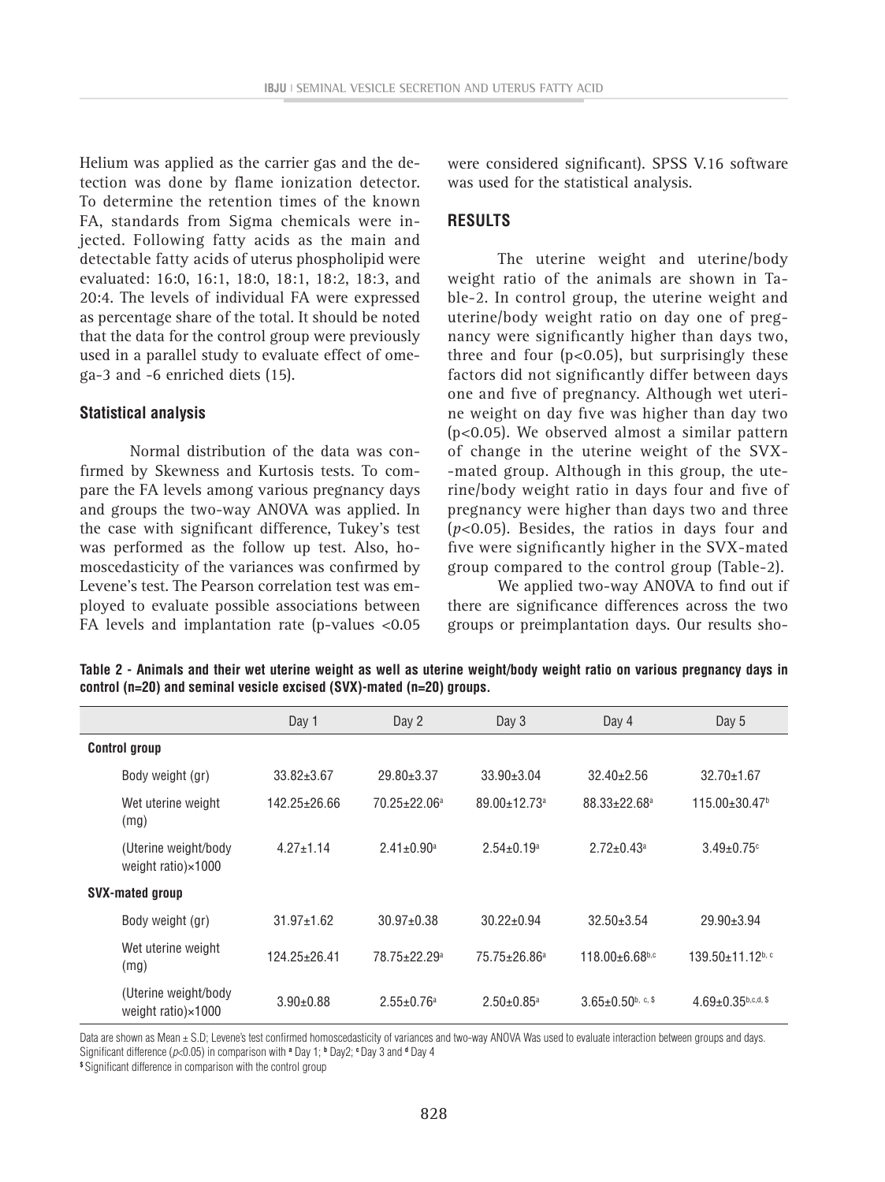Helium was applied as the carrier gas and the detection was done by flame ionization detector. To determine the retention times of the known FA, standards from Sigma chemicals were injected. Following fatty acids as the main and detectable fatty acids of uterus phospholipid were evaluated: 16:0, 16:1, 18:0, 18:1, 18:2, 18:3, and 20:4. The levels of individual FA were expressed as percentage share of the total. It should be noted that the data for the control group were previously used in a parallel study to evaluate effect of omega-3 and -6 enriched diets (15).

### Statistical analysis

Normal distribution of the data was confirmed by Skewness and Kurtosis tests. To compare the FA levels among various pregnancy days and groups the two-way ANOVA was applied. In the case with significant difference, Tukey's test was performed as the follow up test. Also, homoscedasticity of the variances was confirmed by Levene's test. The Pearson correlation test was employed to evaluate possible associations between FA levels and implantation rate (p-values <0.05 were considered significant). SPSS V.16 software was used for the statistical analysis.

## RESULTS

The uterine weight and uterine/body weight ratio of the animals are shown in Table-2. In control group, the uterine weight and uterine/body weight ratio on day one of pregnancy were significantly higher than days two, three and four ($p<0.05$), but surprisingly these factors did not significantly differ between days one and five of pregnancy. Although wet uterine weight on day five was higher than day two ($p<0.05$). We observed almost a similar pattern of change in the uterine weight of the SVX-mated group. Although in this group, the uterine/body weight ratio in days four and five of pregnancy were higher than days two and three ($p<0.05$). Besides, the ratios in days four and five were significantly higher in the SVX-mated group compared to the control group (Table-2).

We applied two-way ANOVA to find out if there are significance differences across the two groups or preimplantation days. Our results sho-

**Table 2 - Animals and their wet uterine weight as well as uterine weight/body weight ratio on various pregnancy days in control (n=20) and seminal vesicle excised (SVX)-mated (n=20) groups.**

| | Day 1 | Day 2 | Day 3 | Day 4 | Day 5 |
|---|---|---|---|---|---|
| **Control group** | | | | | |
| Body weight (gr) | 33.82±3.67 | 29.80±3.37 | 33.90±3.04 | 32.40±2.56 | 32.70±1.67 |
| Wet uterine weight (mg) | 142.25±26.66 | 70.25±22.06[a] | 89.00±12.73[a] | 88.33±22.68[a] | 115.00±30.47[b] |
| (Uterine weight/body weight ratio)×1000 | 4.27±1.14 | 2.41±0.90[a] | 2.54±0.19[a] | 2.72±0.43[a] | 3.49±0.75[c] |
| **SVX-mated group** | | | | | |
| Body weight (gr) | 31.97±1.62 | 30.97±0.38 | 30.22±0.94 | 32.50±3.54 | 29.90±3.94 |
| Wet uterine weight (mg) | 124.25±26.41 | 78.75±22.29[a] | 75.75±26.86[a] | 118.00±6.68[b,c] | 139.50±11.12[b, c] |
| (Uterine weight/body weight ratio)×1000 | 3.90±0.88 | 2.55±0.76[a] | 2.50±0.85[a] | 3.65±0.50[b, c, $] | 4.69±0.35[b,c,d, $] |

Data are shown as Mean ± S.D; Levene's test confirmed homoscedasticity of variances and two-way ANOVA Was used to evaluate interaction between groups and days.
Significant difference ($p<0.05$) in comparison with [a] Day 1; [b] Day2; [c] Day 3 and [d] Day 4
[$] Significant difference in comparison with the control group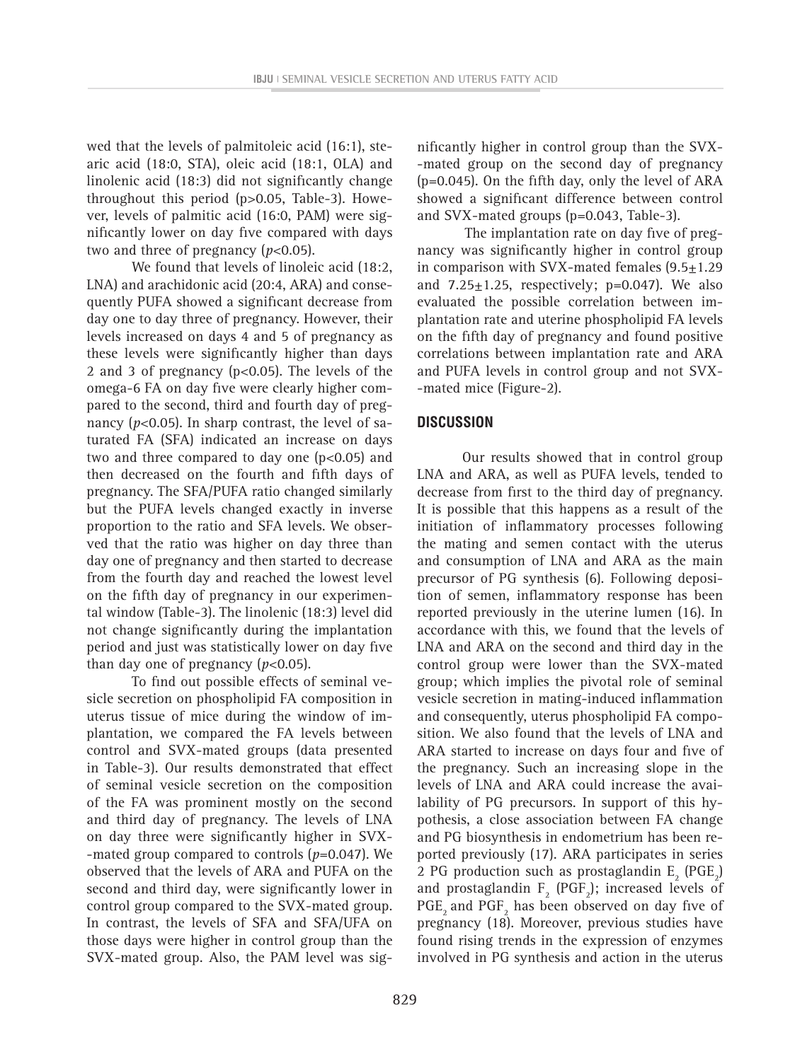wed that the levels of palmitoleic acid (16:1), stearic acid (18:0, STA), oleic acid (18:1, OLA) and linolenic acid (18:3) did not significantly change throughout this period (p>0.05, Table-3). However, levels of palmitic acid (16:0, PAM) were significantly lower on day five compared with days two and three of pregnancy (*p*<0.05).

We found that levels of linoleic acid (18:2, LNA) and arachidonic acid (20:4, ARA) and consequently PUFA showed a significant decrease from day one to day three of pregnancy. However, their levels increased on days 4 and 5 of pregnancy as these levels were significantly higher than days 2 and 3 of pregnancy (p<0.05). The levels of the omega-6 FA on day five were clearly higher compared to the second, third and fourth day of pregnancy (*p*<0.05). In sharp contrast, the level of saturated FA (SFA) indicated an increase on days two and three compared to day one (p<0.05) and then decreased on the fourth and fifth days of pregnancy. The SFA/PUFA ratio changed similarly but the PUFA levels changed exactly in inverse proportion to the ratio and SFA levels. We observed that the ratio was higher on day three than day one of pregnancy and then started to decrease from the fourth day and reached the lowest level on the fifth day of pregnancy in our experimental window (Table-3). The linolenic (18:3) level did not change significantly during the implantation period and just was statistically lower on day five than day one of pregnancy (*p*<0.05).

To find out possible effects of seminal vesicle secretion on phospholipid FA composition in uterus tissue of mice during the window of implantation, we compared the FA levels between control and SVX-mated groups (data presented in Table-3). Our results demonstrated that effect of seminal vesicle secretion on the composition of the FA was prominent mostly on the second and third day of pregnancy. The levels of LNA on day three were significantly higher in SVX-mated group compared to controls (*p*=0.047). We observed that the levels of ARA and PUFA on the second and third day, were significantly lower in control group compared to the SVX-mated group. In contrast, the levels of SFA and SFA/UFA on those days were higher in control group than the SVX-mated group. Also, the PAM level was significantly higher in control group than the SVX-mated group on the second day of pregnancy (p=0.045). On the fifth day, only the level of ARA showed a significant difference between control and SVX-mated groups (p=0.043, Table-3).

The implantation rate on day five of pregnancy was significantly higher in control group in comparison with SVX-mated females (9.5±1.29 and 7.25±1.25, respectively; p=0.047). We also evaluated the possible correlation between implantation rate and uterine phospholipid FA levels on the fifth day of pregnancy and found positive correlations between implantation rate and ARA and PUFA levels in control group and not SVX-mated mice (Figure-2).

## DISCUSSION

Our results showed that in control group LNA and ARA, as well as PUFA levels, tended to decrease from first to the third day of pregnancy. It is possible that this happens as a result of the initiation of inflammatory processes following the mating and semen contact with the uterus and consumption of LNA and ARA as the main precursor of PG synthesis (6). Following deposition of semen, inflammatory response has been reported previously in the uterine lumen (16). In accordance with this, we found that the levels of LNA and ARA on the second and third day in the control group were lower than the SVX-mated group; which implies the pivotal role of seminal vesicle secretion in mating-induced inflammation and consequently, uterus phospholipid FA composition. We also found that the levels of LNA and ARA started to increase on days four and five of the pregnancy. Such an increasing slope in the levels of LNA and ARA could increase the availability of PG precursors. In support of this hypothesis, a close association between FA change and PG biosynthesis in endometrium has been reported previously (17). ARA participates in series 2 PG production such as prostaglandin $E_2$ ($PGE_2$) and prostaglandin $F_2$ ($PGF_2$); increased levels of $PGE_2$ and $PGF_2$ has been observed on day five of pregnancy (18). Moreover, previous studies have found rising trends in the expression of enzymes involved in PG synthesis and action in the uterus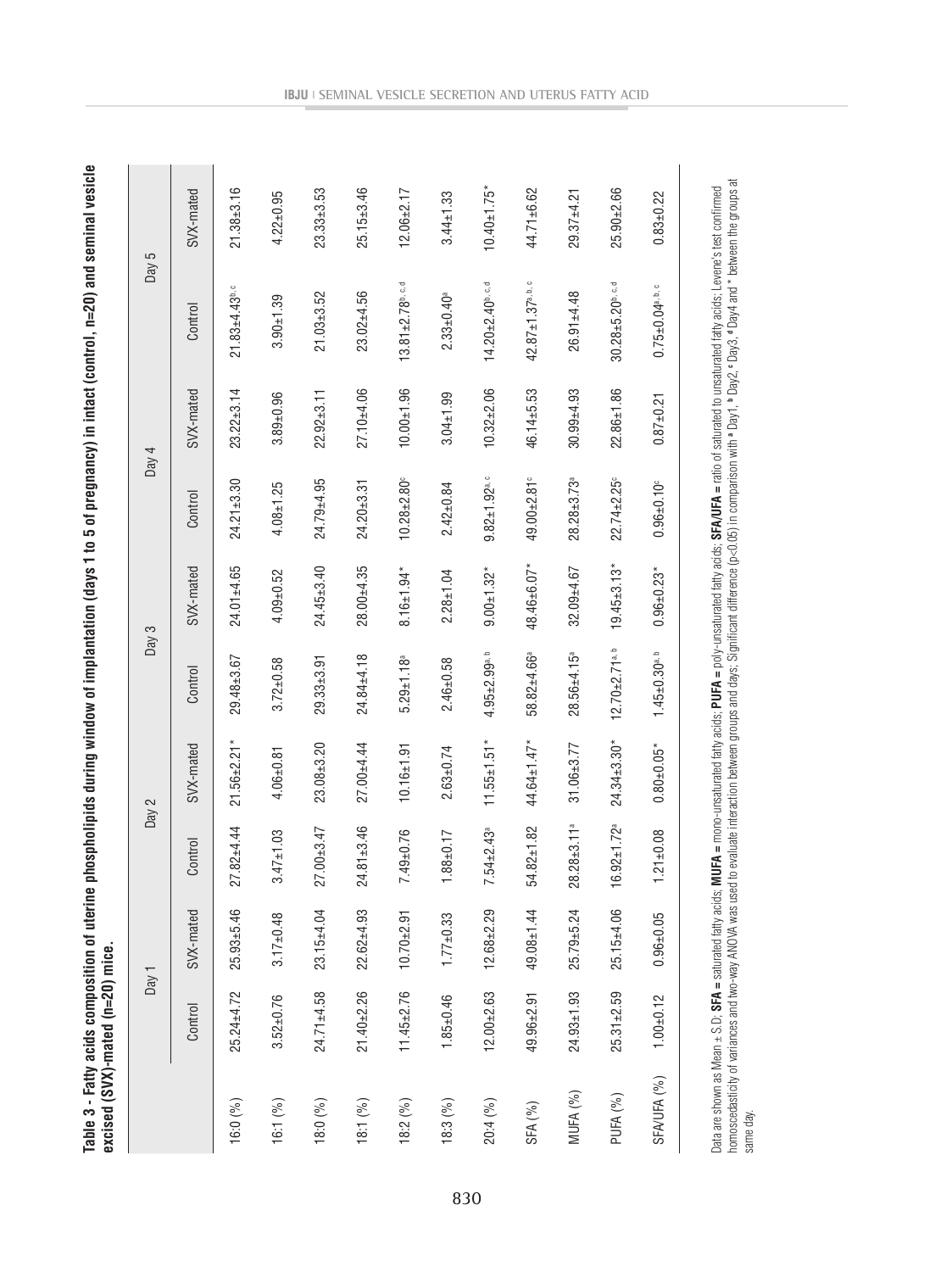**Table 3 - Fatty acids composition of uterine phospholipids during window of implantation (days 1 to 5 of pregnancy) in intact (control, n=20) and seminal vesicle excised (SVX)-mated (n=20) mice.**

| | Day 1 | | Day 2 | | Day 3 | | Day 4 | | Day 5 | |
|---|---|---|---|---|---|---|---|---|---|---|
| | Control | SVX-mated | Control | SVX-mated | Control | SVX-mated | Control | SVX-mated | Control | SVX-mated |
| 16:0 (%) | 25.24±4.72 | 25.93±5.46 | 27.82±4.44 | 21.56±2.21* | 29.48±3.67 | 24.01±4.65 | 24.21±3.30 | 23.22±3.14 | 21.83±4.43[b, c] | 21.38±3.16 |
| 16:1 (%) | 3.52±0.76 | 3.17±0.48 | 3.47±1.03 | 4.06±0.81 | 3.72±0.58 | 4.09±0.52 | 4.08±1.25 | 3.89±0.96 | 3.90±1.39 | 4.22±0.95 |
| 18:0 (%) | 24.71±4.58 | 23.15±4.04 | 27.00±3.47 | 23.08±3.20 | 29.33±3.91 | 24.45±3.40 | 24.79±4.95 | 22.92±3.11 | 21.03±3.52 | 23.33±3.53 |
| 18:1 (%) | 21.40±2.26 | 22.62±4.93 | 24.81±3.46 | 27.00±4.44 | 24.84±4.18 | 28.00±4.35 | 24.20±3.31 | 27.10±4.06 | 23.02±4.56 | 25.15±3.46 |
| 18:2 (%) | 11.45±2.76 | 10.70±2.91 | 7.49±0.76 | 10.16±1.91 | 5.29±1.18[a] | 8.16±1.94* | 10.28±2.80[c] | 10.00±1.96 | 13.81±2.78[b, c, d] | 12.06±2.17 |
| 18:3 (%) | 1.85±0.46 | 1.77±0.33 | 1.88±0.17 | 2.63±0.74 | 2.46±0.58 | 2.28±1.04 | 2.42±0.84 | 3.04±1.99 | 2.33±0.40[a] | 3.44±1.33 |
| 20:4 (%) | 12.00±2.63 | 12.68±2.29 | 7.54±2.43[a] | 11.55±1.51* | 4.95±2.99[a, b] | 9.00±1.32* | 9.82±1.92[a, c] | 10.32±2.06 | 14.20±2.40[b, c, d] | 10.40±1.75* |
| SFA (%) | 49.96±2.91 | 49.08±1.44 | 54.82±1.82 | 44.64±1.47* | 58.82±4.66[a] | 48.46±6.07* | 49.00±2.81[c] | 46.14±5.53 | 42.87±1.37[a, b, c] | 44.71±6.62 |
| MUFA (%) | 24.93±1.93 | 25.79±5.24 | 28.28±3.11[a] | 31.06±3.77 | 28.56±4.15[a] | 32.09±4.67 | 28.28±3.73[a] | 30.99±4.93 | 26.91±4.48 | 29.37±4.21 |
| PUFA (%) | 25.31±2.59 | 25.15±4.06 | 16.92±1.72[a] | 24.34±3.30* | 12.70±2.71[a, b] | 19.45±3.13* | 22.74±2.25[c] | 22.86±1.86 | 30.28±5.20[b, c, d] | 25.90±2.66 |
| SFA/UFA (%) | 1.00±0.12 | 0.96±0.05 | 1.21±0.08 | 0.80±0.05* | 1.45±0.30[a, b] | 0.96±0.23* | 0.96±0.10[c] | 0.87±0.21 | 0.75±0.04[a, b, c] | 0.83±0.22 |

Data are shown as Mean ± S.D; **SFA** = saturated fatty acids; **MUFA** = mono-unsaturated fatty acids; **PUFA** = poly-unsaturated fatty acids; **SFA/UFA** = ratio of saturated to unsaturated fatty acids; Levene's test confirmed homoscedasticity of variances and two-way ANOVA was used to evaluate interaction between groups and days; Significant difference (p<0.05) in comparison with [a] Day1, [b] Day2, [c] Day3, [d] Day4 and * between the groups at same day.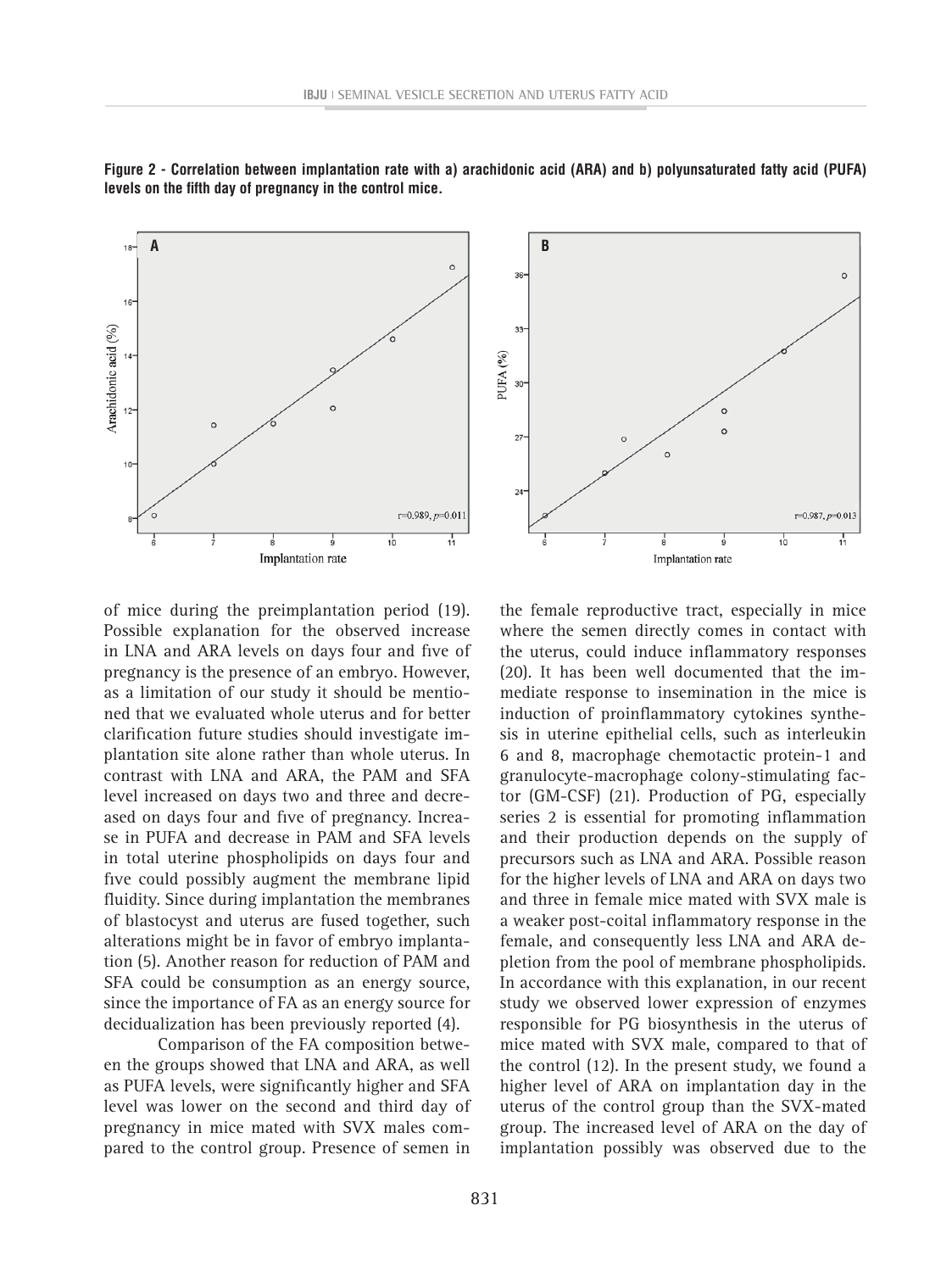**Figure 2 - Correlation between implantation rate with a) arachidonic acid (ARA) and b) polyunsaturated fatty acid (PUFA) levels on the fifth day of pregnancy in the control mice.**

of mice during the preimplantation period (19). Possible explanation for the observed increase in LNA and ARA levels on days four and five of pregnancy is the presence of an embryo. However, as a limitation of our study it should be mentioned that we evaluated whole uterus and for better clarification future studies should investigate implantation site alone rather than whole uterus. In contrast with LNA and ARA, the PAM and SFA level increased on days two and three and decreased on days four and five of pregnancy. Increase in PUFA and decrease in PAM and SFA levels in total uterine phospholipids on days four and five could possibly augment the membrane lipid fluidity. Since during implantation the membranes of blastocyst and uterus are fused together, such alterations might be in favor of embryo implantation (5). Another reason for reduction of PAM and SFA could be consumption as an energy source, since the importance of FA as an energy source for decidualization has been previously reported (4).

Comparison of the FA composition between the groups showed that LNA and ARA, as well as PUFA levels, were significantly higher and SFA level was lower on the second and third day of pregnancy in mice mated with SVX males compared to the control group. Presence of semen in the female reproductive tract, especially in mice where the semen directly comes in contact with the uterus, could induce inflammatory responses (20). It has been well documented that the immediate response to insemination in the mice is induction of proinflammatory cytokines synthesis in uterine epithelial cells, such as interleukin 6 and 8, macrophage chemotactic protein-1 and granulocyte-macrophage colony-stimulating factor (GM-CSF) (21). Production of PG, especially series 2 is essential for promoting inflammation and their production depends on the supply of precursors such as LNA and ARA. Possible reason for the higher levels of LNA and ARA on days two and three in female mice mated with SVX male is a weaker post-coital inflammatory response in the female, and consequently less LNA and ARA depletion from the pool of membrane phospholipids. In accordance with this explanation, in our recent study we observed lower expression of enzymes responsible for PG biosynthesis in the uterus of mice mated with SVX male, compared to that of the control (12). In the present study, we found a higher level of ARA on implantation day in the uterus of the control group than the SVX-mated group. The increased level of ARA on the day of implantation possibly was observed due to the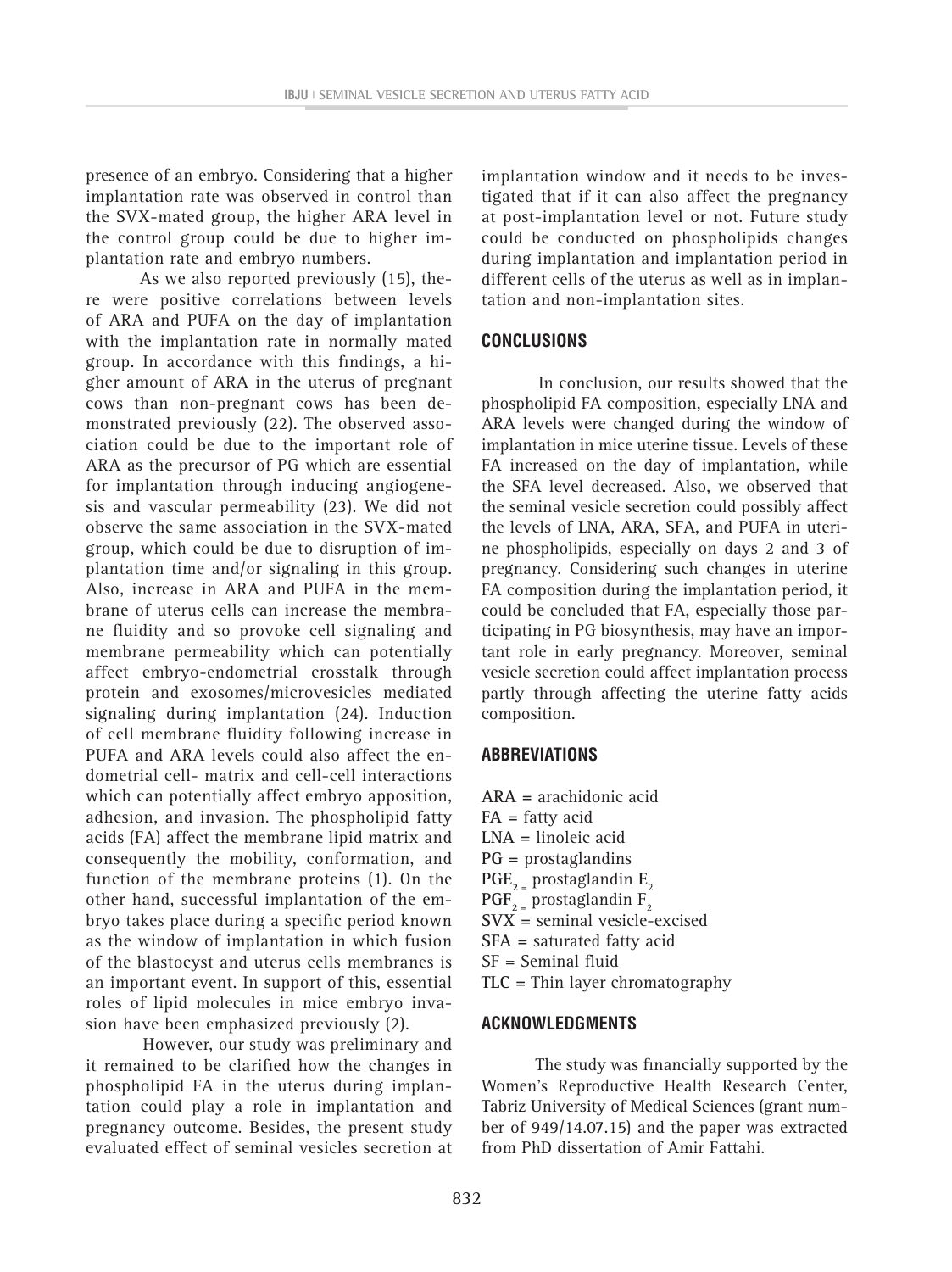presence of an embryo. Considering that a higher implantation rate was observed in control than the SVX-mated group, the higher ARA level in the control group could be due to higher implantation rate and embryo numbers.

As we also reported previously (15), there were positive correlations between levels of ARA and PUFA on the day of implantation with the implantation rate in normally mated group. In accordance with this findings, a higher amount of ARA in the uterus of pregnant cows than non-pregnant cows has been demonstrated previously (22). The observed association could be due to the important role of ARA as the precursor of PG which are essential for implantation through inducing angiogenesis and vascular permeability (23). We did not observe the same association in the SVX-mated group, which could be due to disruption of implantation time and/or signaling in this group. Also, increase in ARA and PUFA in the membrane of uterus cells can increase the membrane fluidity and so provoke cell signaling and membrane permeability which can potentially affect embryo-endometrial crosstalk through protein and exosomes/microvesicles mediated signaling during implantation (24). Induction of cell membrane fluidity following increase in PUFA and ARA levels could also affect the endometrial cell- matrix and cell-cell interactions which can potentially affect embryo apposition, adhesion, and invasion. The phospholipid fatty acids (FA) affect the membrane lipid matrix and consequently the mobility, conformation, and function of the membrane proteins (1). On the other hand, successful implantation of the embryo takes place during a specific period known as the window of implantation in which fusion of the blastocyst and uterus cells membranes is an important event. In support of this, essential roles of lipid molecules in mice embryo invasion have been emphasized previously (2).

However, our study was preliminary and it remained to be clarified how the changes in phospholipid FA in the uterus during implantation could play a role in implantation and pregnancy outcome. Besides, the present study evaluated effect of seminal vesicles secretion at implantation window and it needs to be investigated that if it can also affect the pregnancy at post-implantation level or not. Future study could be conducted on phospholipids changes during implantation and implantation period in different cells of the uterus as well as in implantation and non-implantation sites.

## CONCLUSIONS

In conclusion, our results showed that the phospholipid FA composition, especially LNA and ARA levels were changed during the window of implantation in mice uterine tissue. Levels of these FA increased on the day of implantation, while the SFA level decreased. Also, we observed that the seminal vesicle secretion could possibly affect the levels of LNA, ARA, SFA, and PUFA in uterine phospholipids, especially on days 2 and 3 of pregnancy. Considering such changes in uterine FA composition during the implantation period, it could be concluded that FA, especially those participating in PG biosynthesis, may have an important role in early pregnancy. Moreover, seminal vesicle secretion could affect implantation process partly through affecting the uterine fatty acids composition.

## ABBREVIATIONS

ARA = arachidonic acid
FA = fatty acid
LNA = linoleic acid
PG = prostaglandins
$PGE_2$ = prostaglandin $E_2$
$PGF_2$ = prostaglandin $F_2$
SVX = seminal vesicle-excised
SFA = saturated fatty acid
SF = Seminal fluid
TLC = Thin layer chromatography

## ACKNOWLEDGMENTS

The study was financially supported by the Women's Reproductive Health Research Center, Tabriz University of Medical Sciences (grant number of 949/14.07.15) and the paper was extracted from PhD dissertation of Amir Fattahi.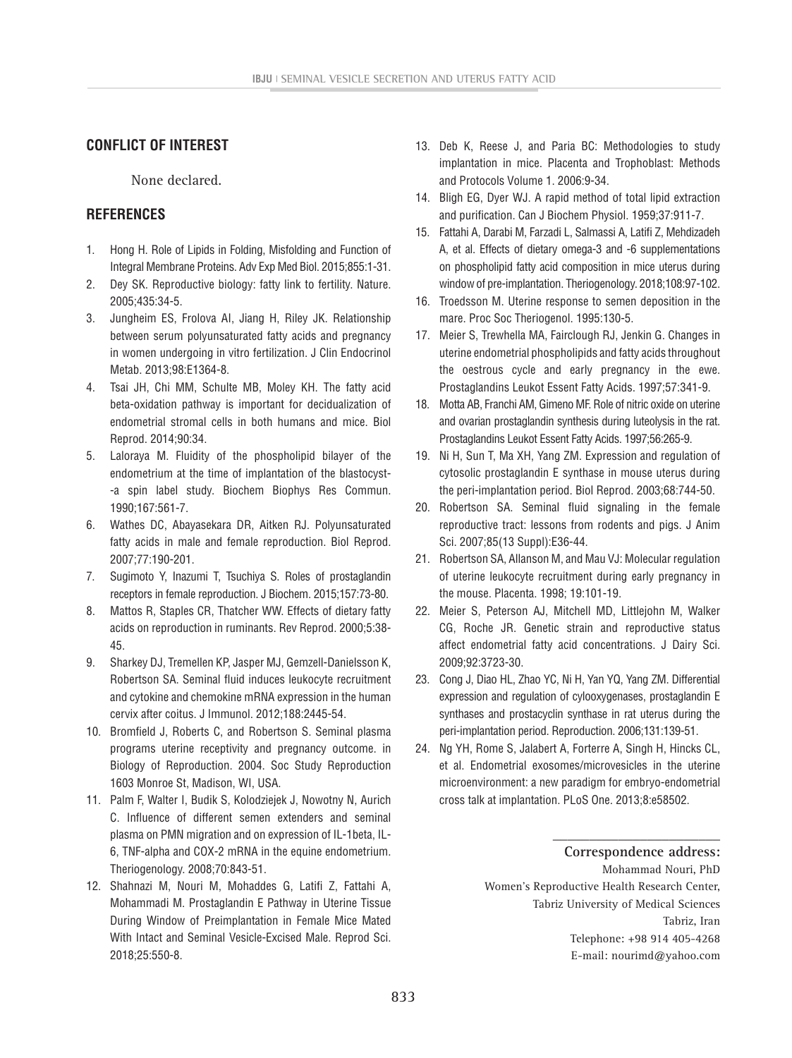## CONFLICT OF INTEREST

None declared.

## REFERENCES

1. Hong H. Role of Lipids in Folding, Misfolding and Function of Integral Membrane Proteins. Adv Exp Med Biol. 2015;855:1-31.
2. Dey SK. Reproductive biology: fatty link to fertility. Nature. 2005;435:34-5.
3. Jungheim ES, Frolova AI, Jiang H, Riley JK. Relationship between serum polyunsaturated fatty acids and pregnancy in women undergoing in vitro fertilization. J Clin Endocrinol Metab. 2013;98:E1364-8.
4. Tsai JH, Chi MM, Schulte MB, Moley KH. The fatty acid beta-oxidation pathway is important for decidualization of endometrial stromal cells in both humans and mice. Biol Reprod. 2014;90:34.
5. Laloraya M. Fluidity of the phospholipid bilayer of the endometrium at the time of implantation of the blastocyst--a spin label study. Biochem Biophys Res Commun. 1990;167:561-7.
6. Wathes DC, Abayasekara DR, Aitken RJ. Polyunsaturated fatty acids in male and female reproduction. Biol Reprod. 2007;77:190-201.
7. Sugimoto Y, Inazumi T, Tsuchiya S. Roles of prostaglandin receptors in female reproduction. J Biochem. 2015;157:73-80.
8. Mattos R, Staples CR, Thatcher WW. Effects of dietary fatty acids on reproduction in ruminants. Rev Reprod. 2000;5:38-45.
9. Sharkey DJ, Tremellen KP, Jasper MJ, Gemzell-Danielsson K, Robertson SA. Seminal fluid induces leukocyte recruitment and cytokine and chemokine mRNA expression in the human cervix after coitus. J Immunol. 2012;188:2445-54.
10. Bromfield J, Roberts C, and Robertson S. Seminal plasma programs uterine receptivity and pregnancy outcome. in Biology of Reproduction. 2004. Soc Study Reproduction 1603 Monroe St, Madison, WI, USA.
11. Palm F, Walter I, Budik S, Kolodziejek J, Nowotny N, Aurich C. Influence of different semen extenders and seminal plasma on PMN migration and on expression of IL-1beta, IL-6, TNF-alpha and COX-2 mRNA in the equine endometrium. Theriogenology. 2008;70:843-51.
12. Shahnazi M, Nouri M, Mohaddes G, Latifi Z, Fattahi A, Mohammadi M. Prostaglandin E Pathway in Uterine Tissue During Window of Preimplantation in Female Mice Mated With Intact and Seminal Vesicle-Excised Male. Reprod Sci. 2018;25:550-8.
13. Deb K, Reese J, and Paria BC: Methodologies to study implantation in mice. Placenta and Trophoblast: Methods and Protocols Volume 1. 2006:9-34.
14. Bligh EG, Dyer WJ. A rapid method of total lipid extraction and purification. Can J Biochem Physiol. 1959;37:911-7.
15. Fattahi A, Darabi M, Farzadi L, Salmassi A, Latifi Z, Mehdizadeh A, et al. Effects of dietary omega-3 and -6 supplementations on phospholipid fatty acid composition in mice uterus during window of pre-implantation. Theriogenology. 2018;108:97-102.
16. Troedsson M. Uterine response to semen deposition in the mare. Proc Soc Theriogenol. 1995:130-5.
17. Meier S, Trewhella MA, Fairclough RJ, Jenkin G. Changes in uterine endometrial phospholipids and fatty acids throughout the oestrous cycle and early pregnancy in the ewe. Prostaglandins Leukot Essent Fatty Acids. 1997;57:341-9.
18. Motta AB, Franchi AM, Gimeno MF. Role of nitric oxide on uterine and ovarian prostaglandin synthesis during luteolysis in the rat. Prostaglandins Leukot Essent Fatty Acids. 1997;56:265-9.
19. Ni H, Sun T, Ma XH, Yang ZM. Expression and regulation of cytosolic prostaglandin E synthase in mouse uterus during the peri-implantation period. Biol Reprod. 2003;68:744-50.
20. Robertson SA. Seminal fluid signaling in the female reproductive tract: lessons from rodents and pigs. J Anim Sci. 2007;85(13 Suppl):E36-44.
21. Robertson SA, Allanson M, and Mau VJ: Molecular regulation of uterine leukocyte recruitment during early pregnancy in the mouse. Placenta. 1998; 19:101-19.
22. Meier S, Peterson AJ, Mitchell MD, Littlejohn M, Walker CG, Roche JR. Genetic strain and reproductive status affect endometrial fatty acid concentrations. J Dairy Sci. 2009;92:3723-30.
23. Cong J, Diao HL, Zhao YC, Ni H, Yan YQ, Yang ZM. Differential expression and regulation of cylooxygenases, prostaglandin E synthases and prostacyclin synthase in rat uterus during the peri-implantation period. Reproduction. 2006;131:139-51.
24. Ng YH, Rome S, Jalabert A, Forterre A, Singh H, Hincks CL, et al. Endometrial exosomes/microvesicles in the uterine microenvironment: a new paradigm for embryo-endometrial cross talk at implantation. PLoS One. 2013;8:e58502.

**Correspondence address:**

Mohammad Nouri, PhD
Women's Reproductive Health Research Center,
Tabriz University of Medical Sciences
Tabriz, Iran
Telephone: +98 914 405-4268
E-mail: nourimd@yahoo.com